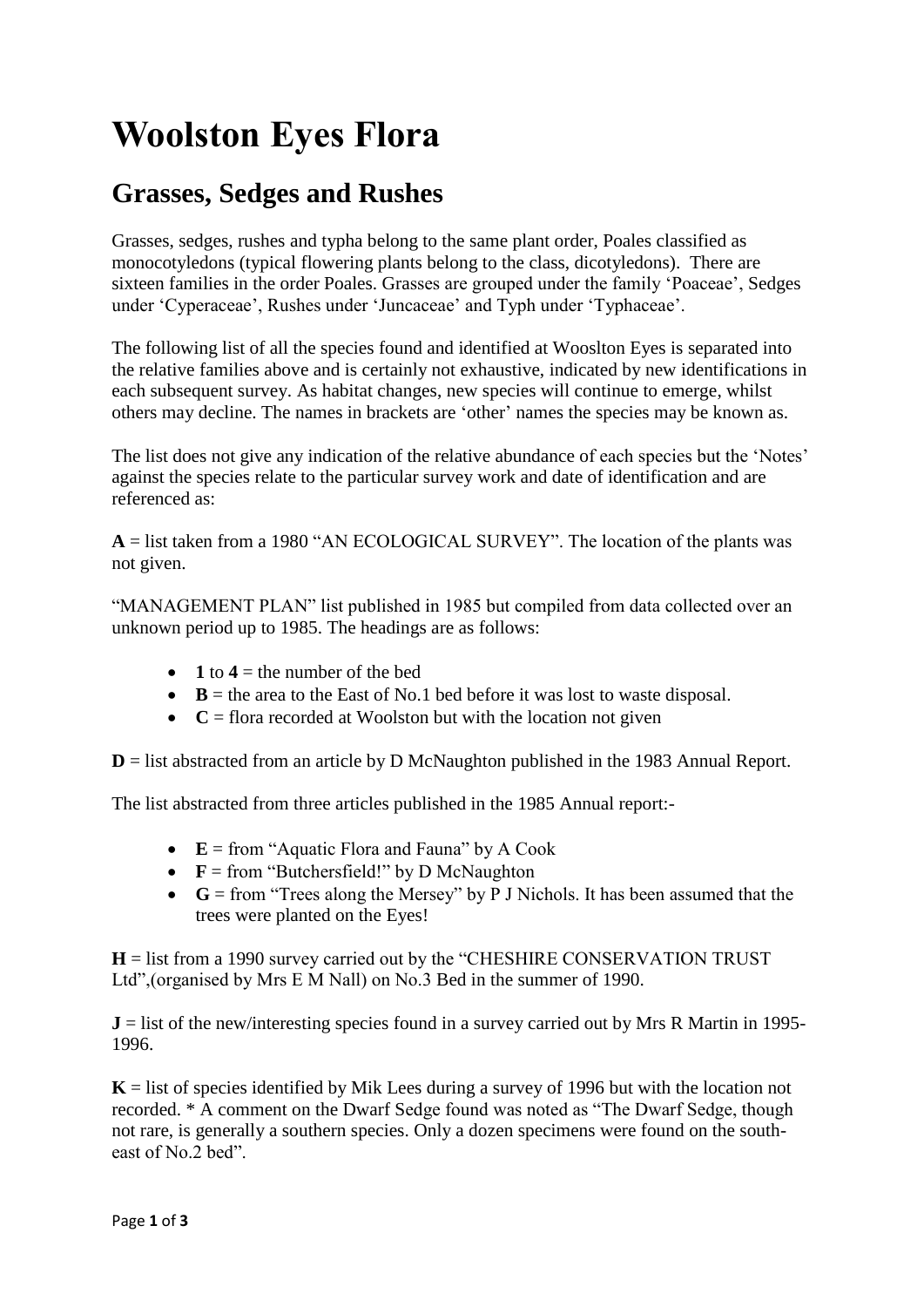# Woolston Eyes Flora

## Grasses, Sedges and Rushes

Grasses, sedges, rushes and typha belong to the same plant order, Poales classified as monocotyledons (typical flowering plants belong to the class, dicotyledons). There are sixteen families in the order Poales. Grasses are grouped under the family 'Poaceae', Sedges under 'Cyperaceae', Rushes under 'Juncaceae' and Typh under 'Typhaceae'.

The following list of all the species found and identified at Wooslton Eyes is separated into the relative families above and is certainly not exhaustive, indicated by new identifications in each subsequent survey. As habitat changes, new species will continue to emerge, whilst others may decline. The names in brackets are 'other' names the species may be known as.

The list does not give any indication of the relative abundance of each species but the 'Notes' against the species relate to the particular survey work and date of identification and are referenced as:

**A** = list taken from a 1980 "AN ECOLOGICAL SURVEY". The location of the plants was not given.

"MANAGEMENT PLAN" list published in 1985 but compiled from data collected over an unknown period up to 1985. The headings are as follows:

- **1** to **4** = the number of the bed
- **B** = the area to the East of No.1 bed before it was lost to waste disposal.
- **C** = flora recorded at Woolston but with the location not given

**D** = list abstracted from an article by D McNaughton published in the 1983 Annual Report.

The list abstracted from three articles published in the 1985 Annual report:-

- **E** = from "Aquatic Flora and Fauna" by A Cook
- **F** = from "Butchersfield!" by D McNaughton
- **G** = from "Trees along the Mersey" by P J Nichols. It has been assumed that the trees were planted on the Eyes!

**H** = list from a 1990 survey carried out by the "CHESHIRE CONSERVATION TRUST Ltd",(organised by Mrs E M Nall) on No.3 Bed in the summer of 1990.

**J** = list of the new/interesting species found in a survey carried out by Mrs R Martin in 1995-1996.

**K** = list of species identified by Mik Lees during a survey of 1996 but with the location not recorded. * A comment on the Dwarf Sedge found was noted as "The Dwarf Sedge, though not rare, is generally a southern species. Only a dozen specimens were found on the south-east of No.2 bed".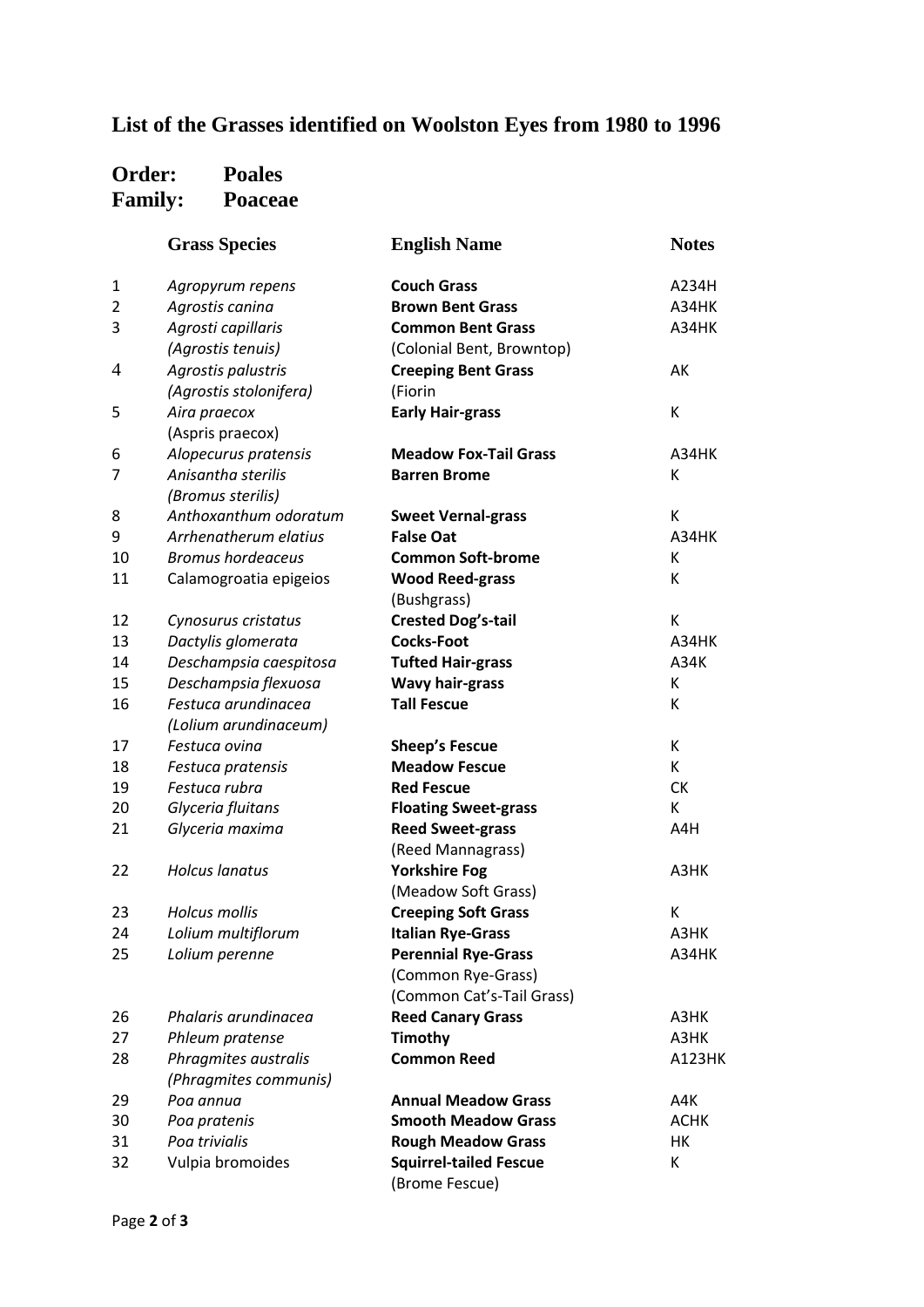# List of the Grasses identified on Woolston Eyes from 1980 to 1996

## Order: Poales
## Family: Poaceae

| | Grass Species | English Name | Notes |
|---|---|---|---|
| 1 | *Agropyrum repens* | **Couch Grass** | A234H |
| 2 | *Agrostis canina* | **Brown Bent Grass** | A34HK |
| 3 | *Agrosti capillaris* (*Agrostis tenuis)* | **Common Bent Grass** (Colonial Bent, Browntop) | A34HK |
| 4 | *Agrostis palustris* (*Agrostis stolonifera)* | **Creeping Bent Grass** (Fiorin | AK |
| 5 | *Aira praecox* (Aspris praecox) | **Early Hair-grass** | K |
| 6 | *Alopecurus pratensis* | **Meadow Fox-Tail Grass** | A34HK |
| 7 | *Anisantha sterilis* (*Bromus sterilis)* | **Barren Brome** | K |
| 8 | *Anthoxanthum odoratum* | **Sweet Vernal-grass** | K |
| 9 | *Arrhenatherum elatius* | **False Oat** | A34HK |
| 10 | *Bromus hordeaceus* | **Common Soft-brome** | K |
| 11 | Calamogroatia epigeios | **Wood Reed-grass** (Bushgrass) | K |
| 12 | *Cynosurus cristatus* | **Crested Dog's-tail** | K |
| 13 | *Dactylis glomerata* | **Cocks-Foot** | A34HK |
| 14 | *Deschampsia caespitosa* | **Tufted Hair-grass** | A34K |
| 15 | *Deschampsia flexuosa* | **Wavy hair-grass** | K |
| 16 | *Festuca arundinacea* (*Lolium arundinaceum)* | **Tall Fescue** | K |
| 17 | *Festuca ovina* | **Sheep's Fescue** | K |
| 18 | *Festuca pratensis* | **Meadow Fescue** | K |
| 19 | *Festuca rubra* | **Red Fescue** | CK |
| 20 | *Glyceria fluitans* | **Floating Sweet-grass** | K |
| 21 | *Glyceria maxima* | **Reed Sweet-grass** (Reed Mannagrass) | A4H |
| 22 | *Holcus lanatus* | **Yorkshire Fog** (Meadow Soft Grass) | A3HK |
| 23 | *Holcus mollis* | **Creeping Soft Grass** | K |
| 24 | *Lolium multiflorum* | **Italian Rye-Grass** | A3HK |
| 25 | *Lolium perenne* | **Perennial Rye-Grass** (Common Rye-Grass) (Common Cat's-Tail Grass) | A34HK |
| 26 | *Phalaris arundinacea* | **Reed Canary Grass** | A3HK |
| 27 | *Phleum pratense* | **Timothy** | A3HK |
| 28 | *Phragmites australis* (*Phragmites communis)* | **Common Reed** | A123HK |
| 29 | *Poa annua* | **Annual Meadow Grass** | A4K |
| 30 | *Poa pratenis* | **Smooth Meadow Grass** | ACHK |
| 31 | *Poa trivialis* | **Rough Meadow Grass** | HK |
| 32 | Vulpia bromoides | **Squirrel-tailed Fescue** (Brome Fescue) | K |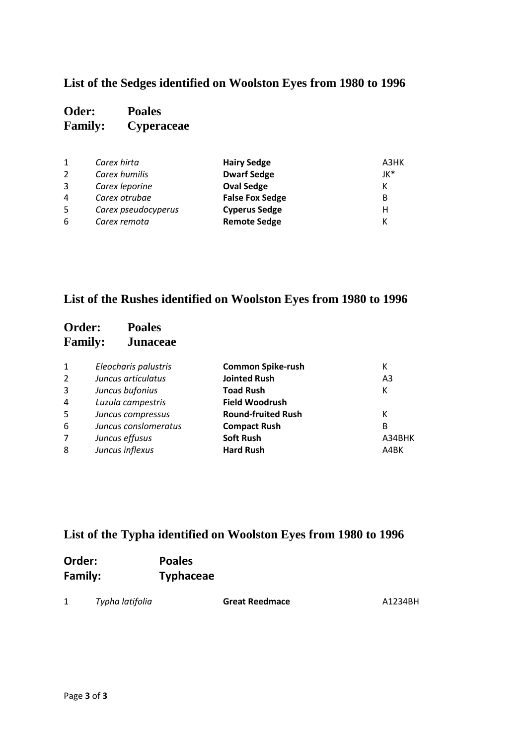## List of the Sedges identified on Woolston Eyes from 1980 to 1996

**Oder: Poales**
**Family: Cyperaceae**

| | | | |
|---|---|---|---|
| 1 | *Carex hirta* | **Hairy Sedge** | A3HK |
| 2 | *Carex humilis* | **Dwarf Sedge** | JK* |
| 3 | *Carex leporine* | **Oval Sedge** | K |
| 4 | *Carex otrubae* | **False Fox Sedge** | B |
| 5 | *Carex pseudocyperus* | **Cyperus Sedge** | H |
| 6 | *Carex remota* | **Remote Sedge** | K |

## List of the Rushes identified on Woolston Eyes from 1980 to 1996

**Order: Poales**
**Family: Junaceae**

| | | | |
|---|---|---|---|
| 1 | *Eleocharis palustris* | **Common Spike-rush** | K |
| 2 | *Juncus articulatus* | **Jointed Rush** | A3 |
| 3 | *Juncus bufonius* | **Toad Rush** | K |
| 4 | *Luzula campestris* | **Field Woodrush** | |
| 5 | *Juncus compressus* | **Round-fruited Rush** | K |
| 6 | *Juncus conslomeratus* | **Compact Rush** | B |
| 7 | *Juncus effusus* | **Soft Rush** | A34BHK |
| 8 | *Juncus inflexus* | **Hard Rush** | A4BK |

## List of the Typha identified on Woolston Eyes from 1980 to 1996

**Order: Poales**
**Family: Typhaceae**

| | | | |
|---|---|---|---|
| 1 | *Typha latifolia* | **Great Reedmace** | A1234BH |